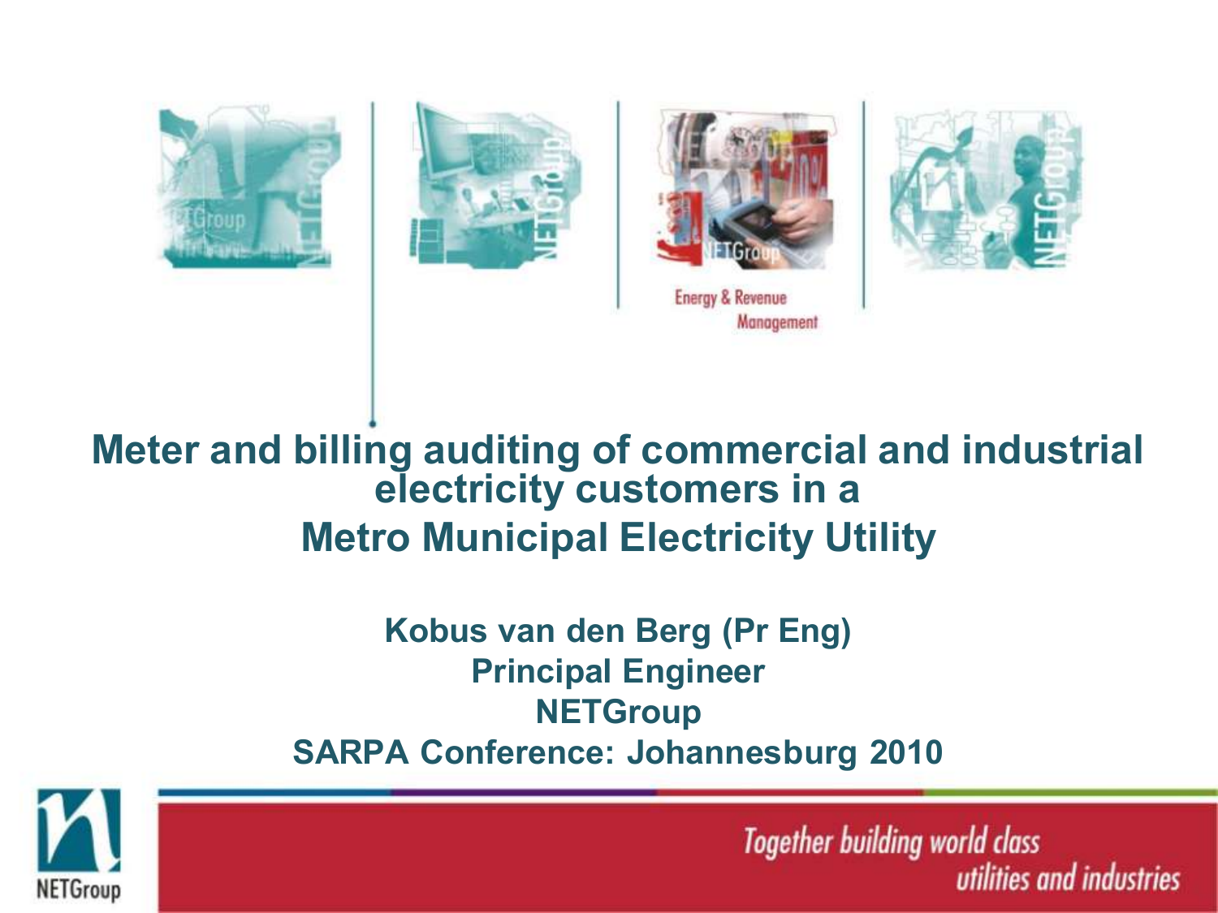Energy & Revenue Management

# Meter and billing auditing of commercial and industrial electricity customers in a Metro Municipal Electricity Utility

**Kobus van den Berg (Pr Eng)**
**Principal Engineer**
**NETGroup**
**SARPA Conference: Johannesburg 2010**

NETGroup

*Together building world class utilities and industries*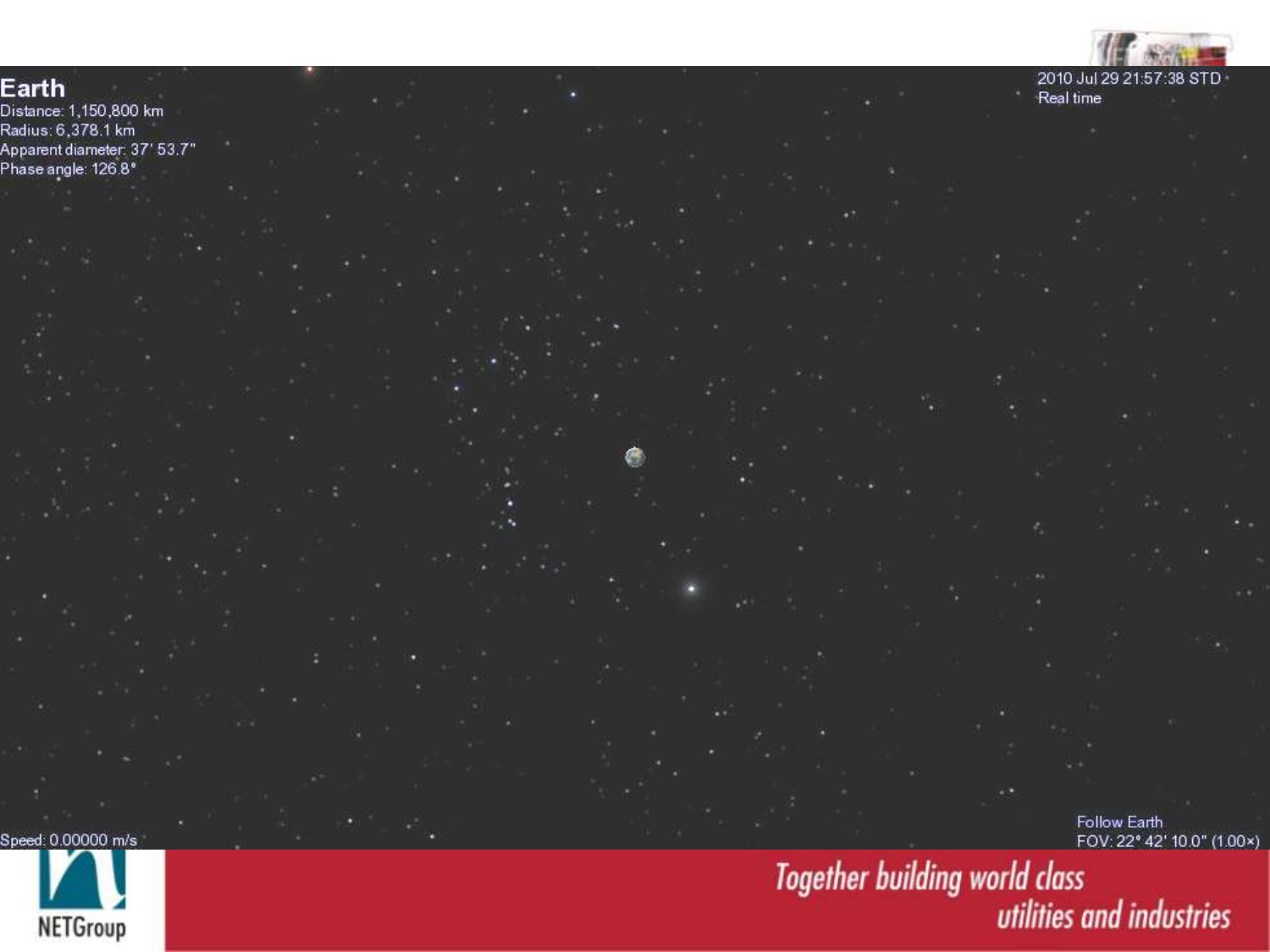**Earth**

Distance: 1,150,800 km
Radius: 6,378.1 km
Apparent diameter: 37' 53.7"
Phase angle: 126.8°

2010 Jul 29 21:57:38 STD
Real time

Speed: 0.00000 m/s

Follow Earth
FOV: 22° 42' 10.0" (1.00×)

*Together building world class utilities and industries*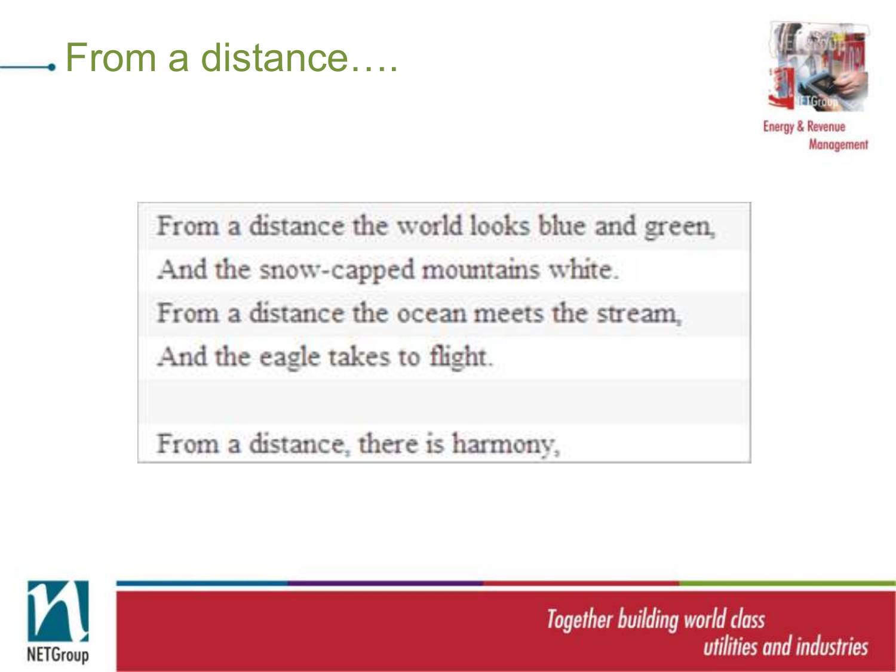# From a distance….

From a distance the world looks blue and green,

And the snow-capped mountains white.

From a distance the ocean meets the stream,

And the eagle takes to flight.

From a distance, there is harmony,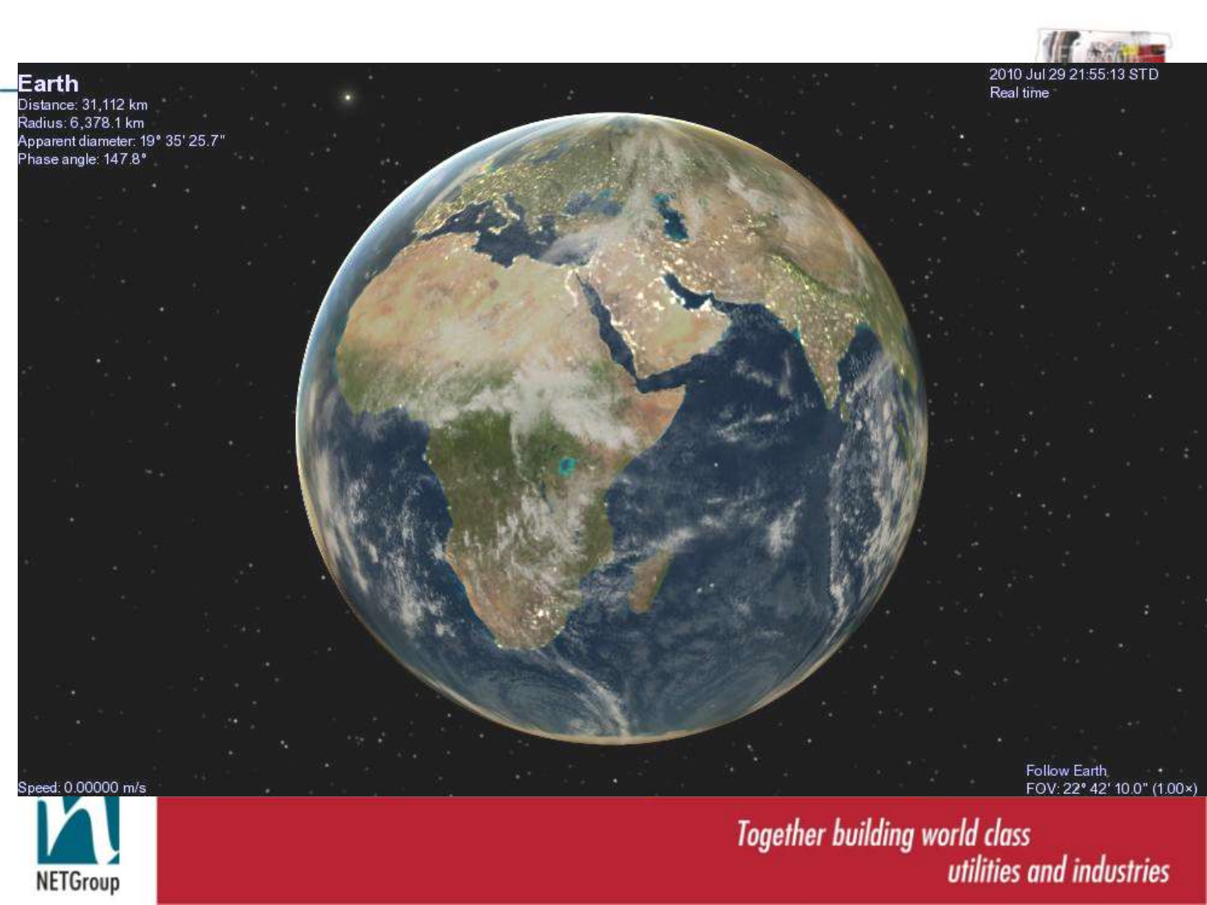Earth
Distance: 31,112 km
Radius: 6,378.1 km
Apparent diameter: 19° 35' 25.7"
Phase angle: 147.8°

2010 Jul 29 21:55:13 STD
Real time

Speed: 0.00000 m/s

Follow Earth
FOV: 22° 42' 10.0" (1.00×)

NETGroup

*Together building world class utilities and industries*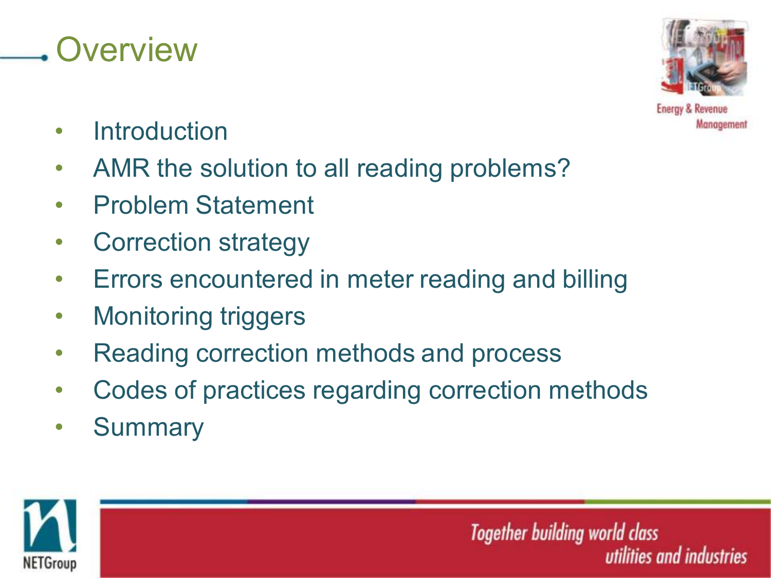# Overview

- Introduction
- AMR the solution to all reading problems?
- Problem Statement
- Correction strategy
- Errors encountered in meter reading and billing
- Monitoring triggers
- Reading correction methods and process
- Codes of practices regarding correction methods
- Summary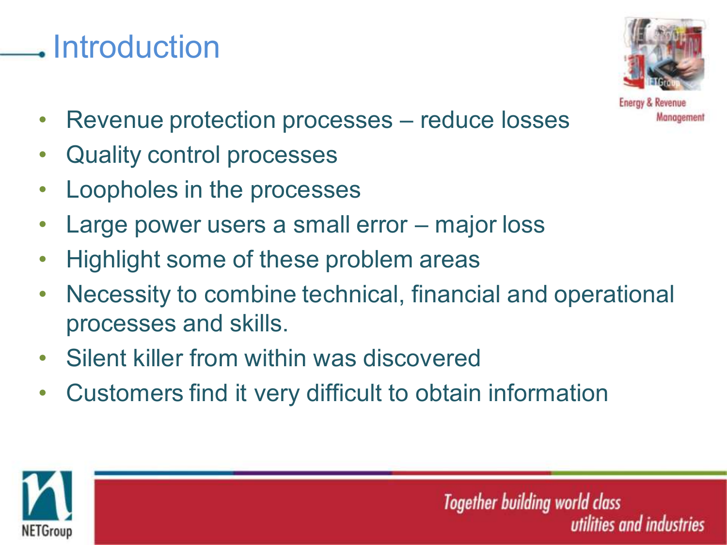# Introduction

- Revenue protection processes – reduce losses
- Quality control processes
- Loopholes in the processes
- Large power users a small error – major loss
- Highlight some of these problem areas
- Necessity to combine technical, financial and operational processes and skills.
- Silent killer from within was discovered
- Customers find it very difficult to obtain information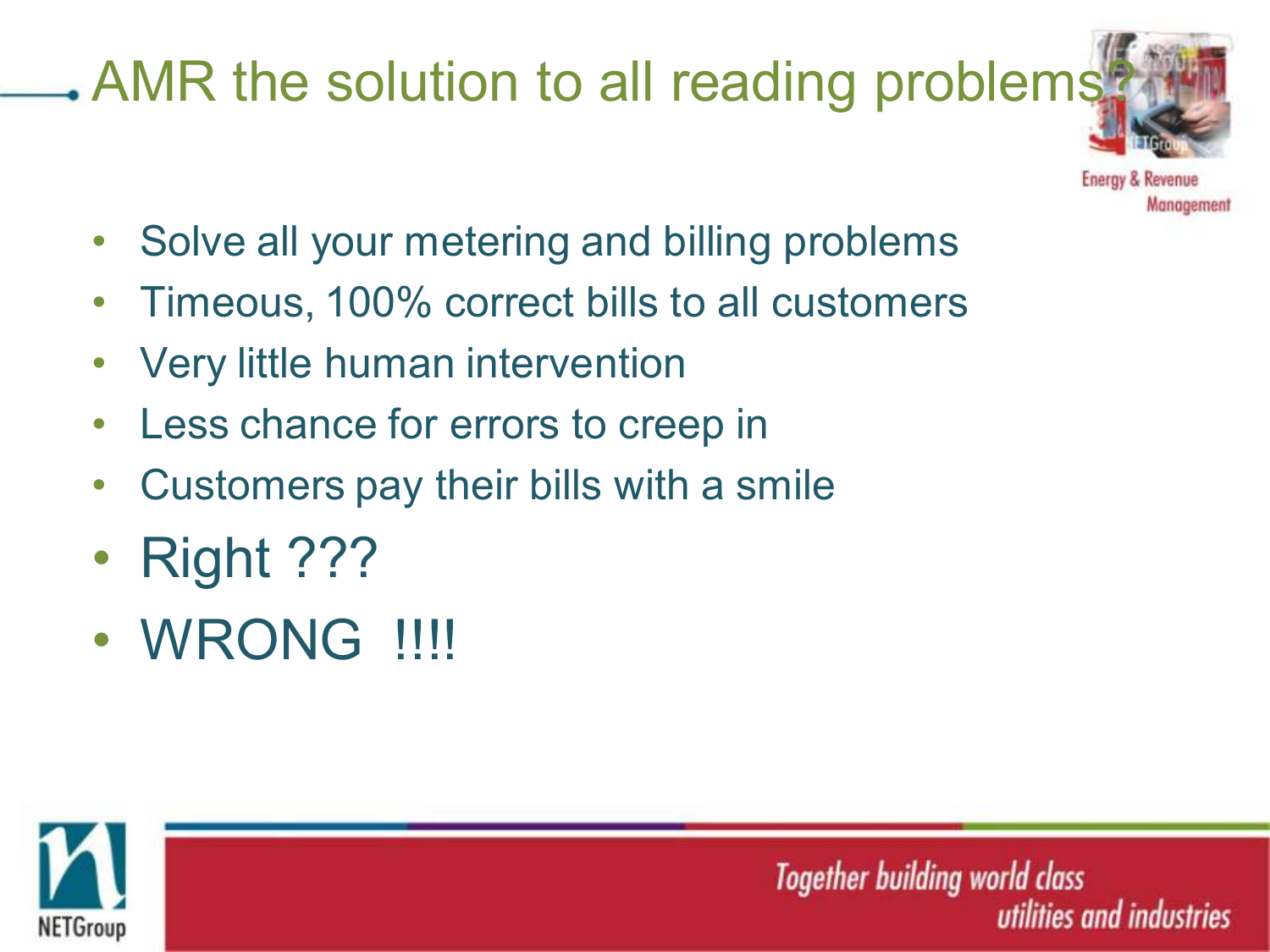# AMR the solution to all reading problems?

- Solve all your metering and billing problems
- Timeous, 100% correct bills to all customers
- Very little human intervention
- Less chance for errors to creep in
- Customers pay their bills with a smile
- Right ???
- WRONG !!!!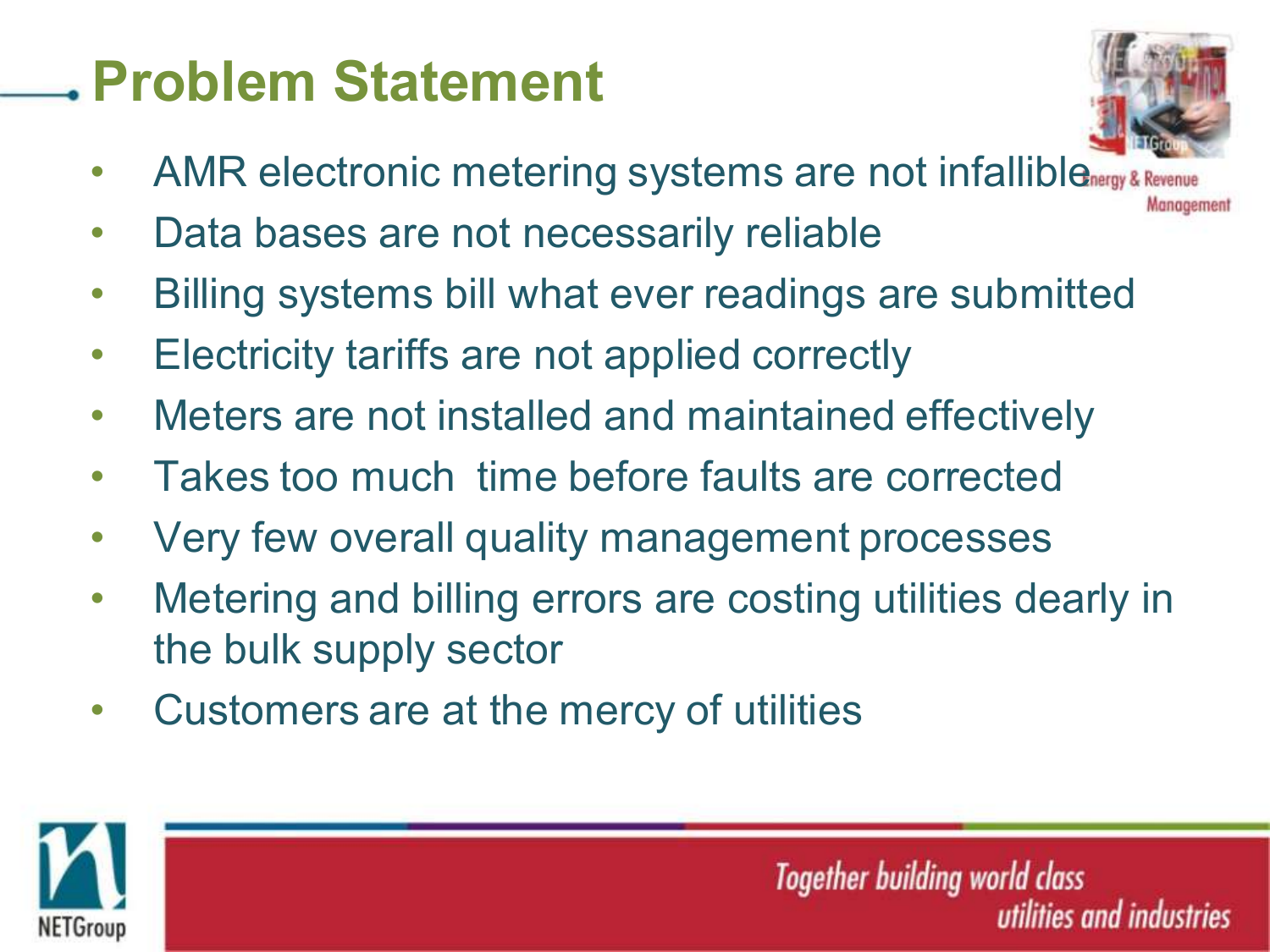# Problem Statement

- AMR electronic metering systems are not infallible
- Data bases are not necessarily reliable
- Billing systems bill what ever readings are submitted
- Electricity tariffs are not applied correctly
- Meters are not installed and maintained effectively
- Takes too much  time before faults are corrected
- Very few overall quality management processes
- Metering and billing errors are costing utilities dearly in the bulk supply sector
- Customers are at the mercy of utilities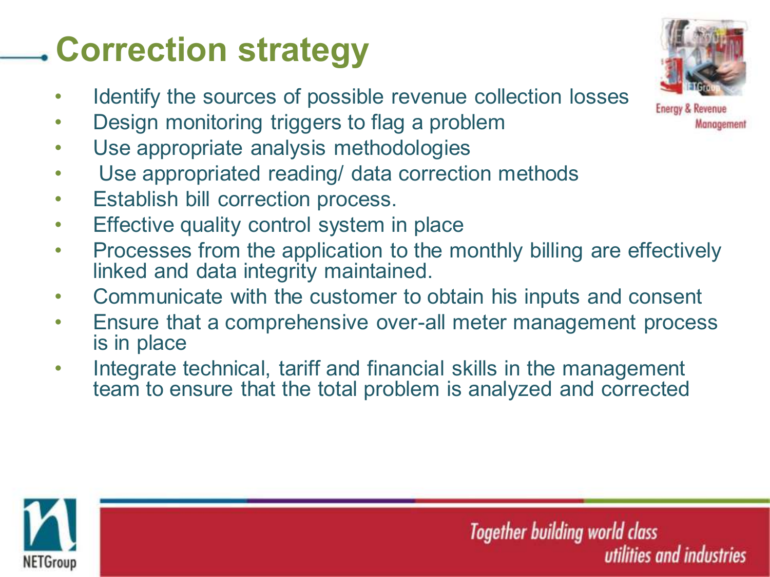# Correction strategy

- Identify the sources of possible revenue collection losses
- Design monitoring triggers to flag a problem
- Use appropriate analysis methodologies
- Use appropriated reading/ data correction methods
- Establish bill correction process.
- Effective quality control system in place
- Processes from the application to the monthly billing are effectively linked and data integrity maintained.
- Communicate with the customer to obtain his inputs and consent
- Ensure that a comprehensive over-all meter management process is in place
- Integrate technical, tariff and financial skills in the management team to ensure that the total problem is analyzed and corrected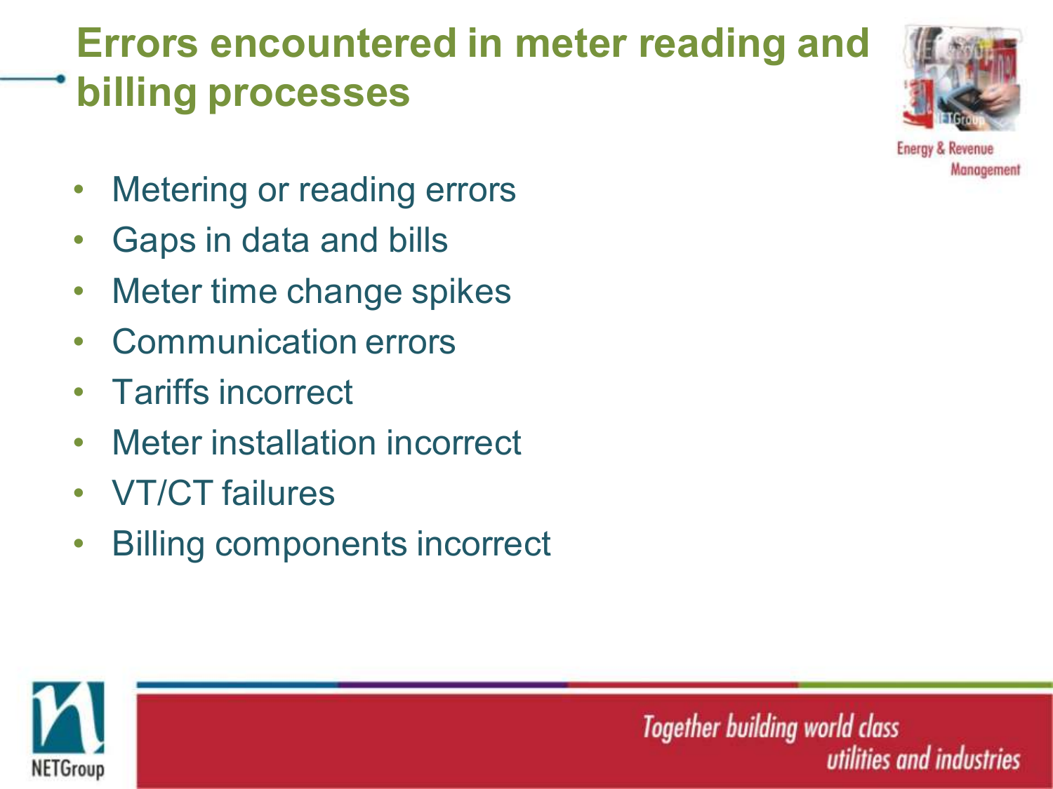# Errors encountered in meter reading and billing processes

- Metering or reading errors
- Gaps in data and bills
- Meter time change spikes
- Communication errors
- Tariffs incorrect
- Meter installation incorrect
- VT/CT failures
- Billing components incorrect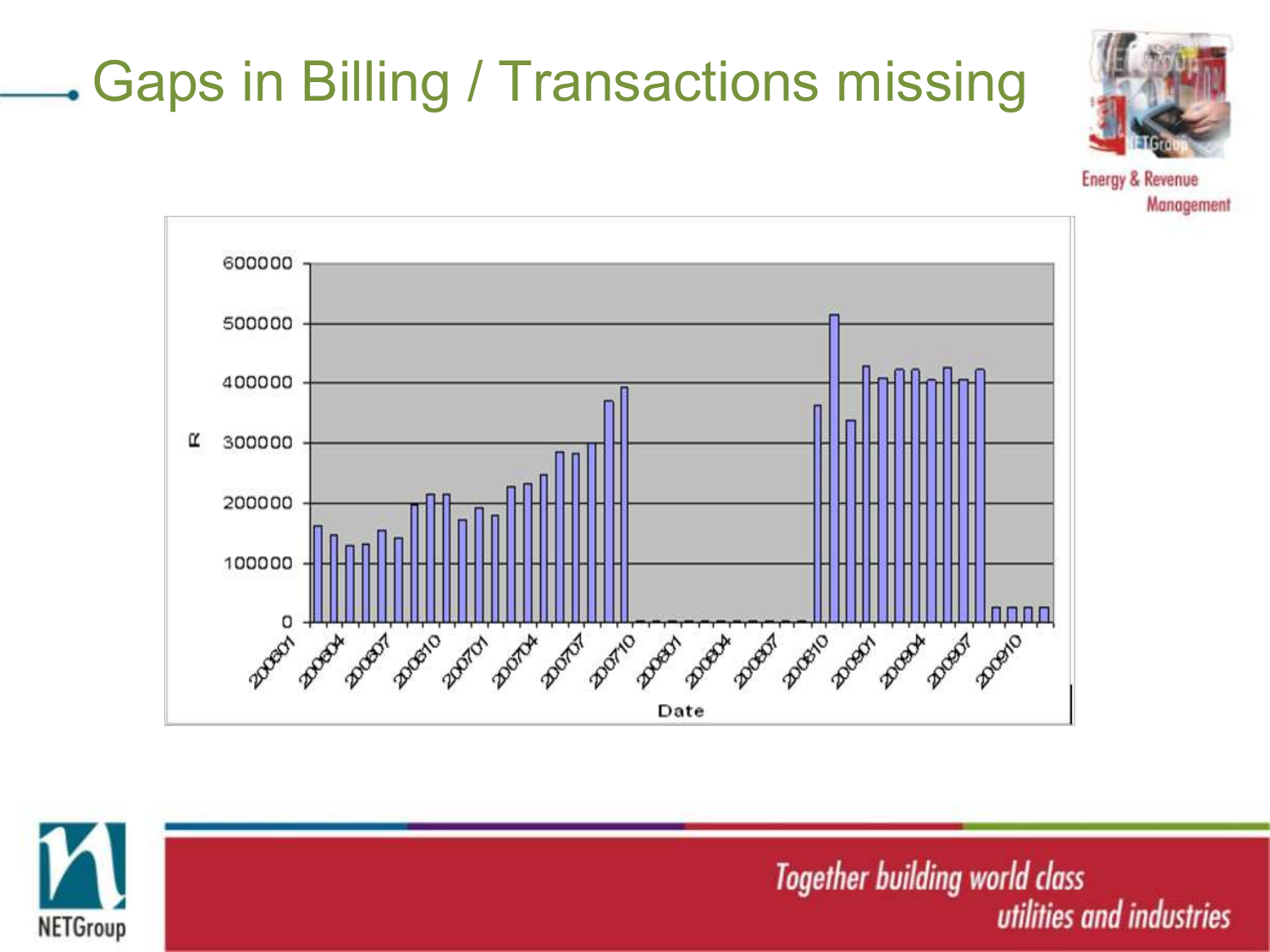# Gaps in Billing / Transactions missing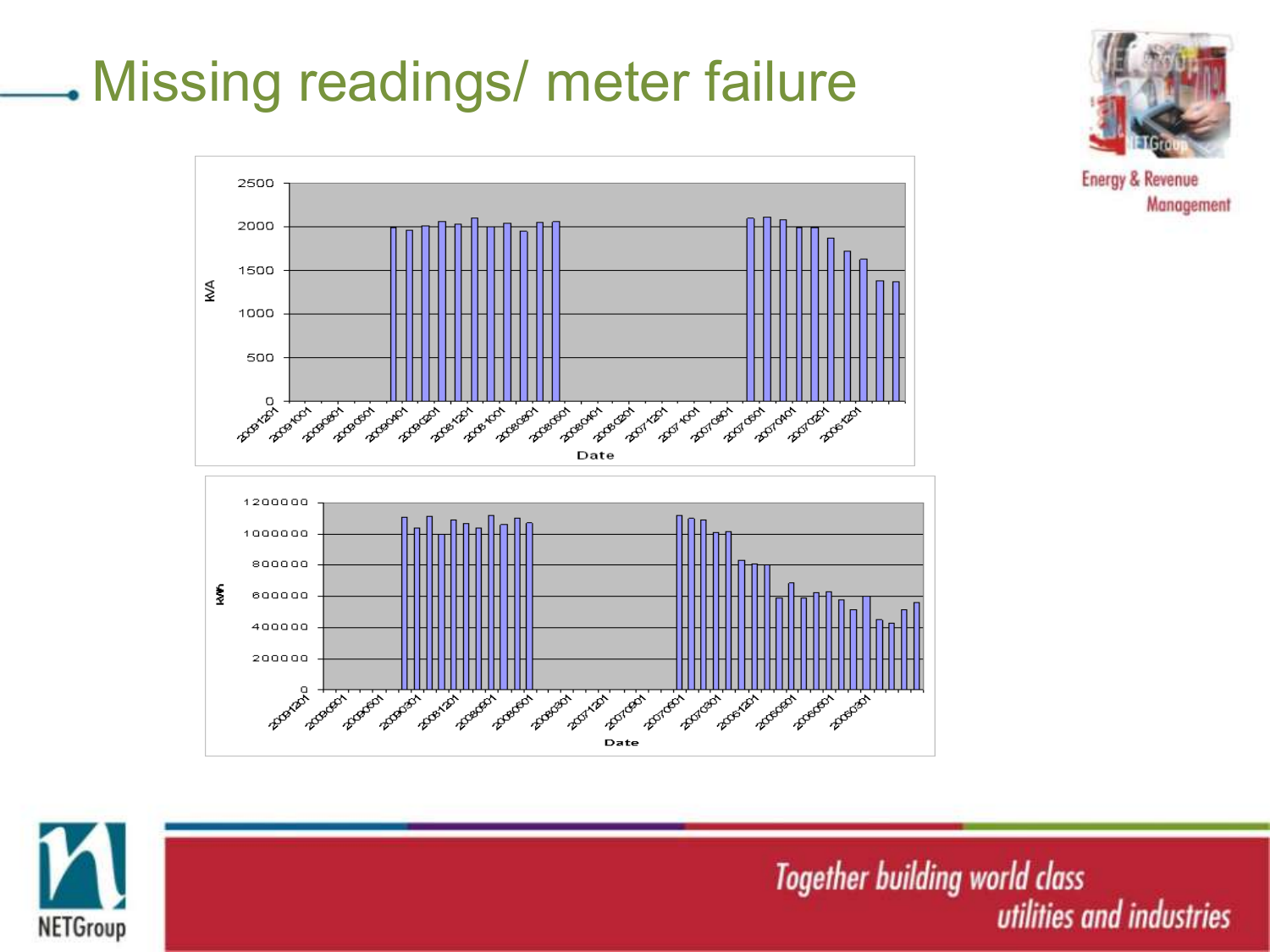# Missing readings/ meter failure

Energy & Revenue Management

*Together building world class utilities and industries*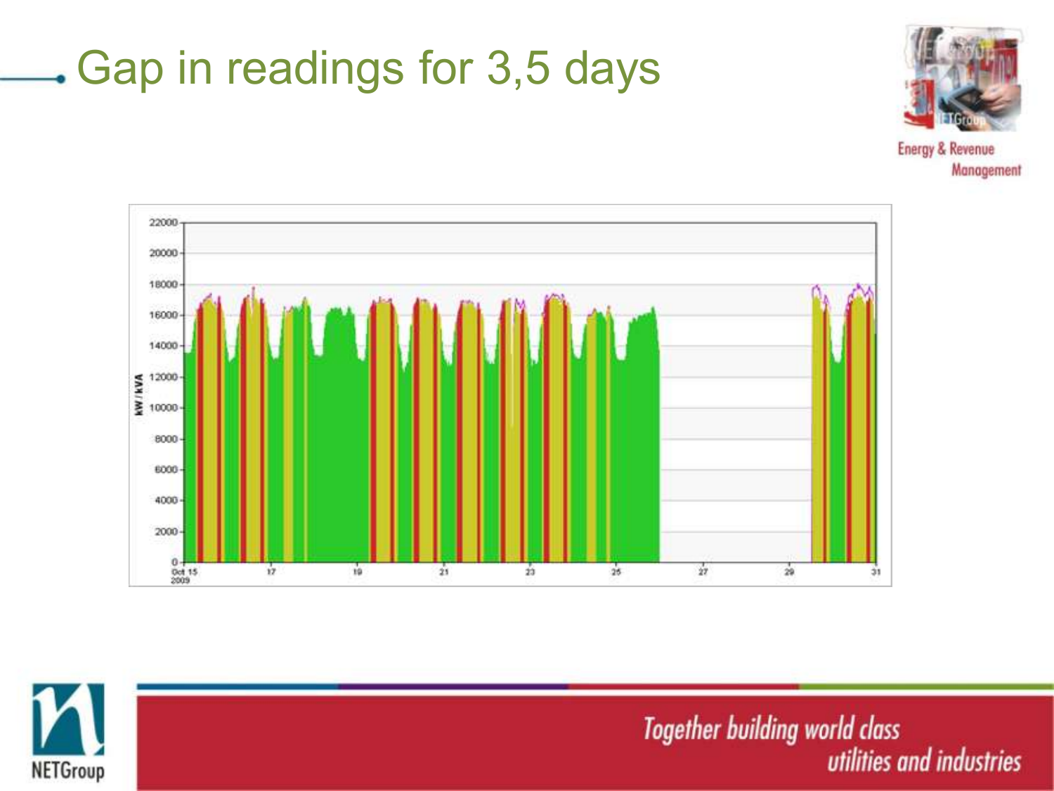# Gap in readings for 3,5 days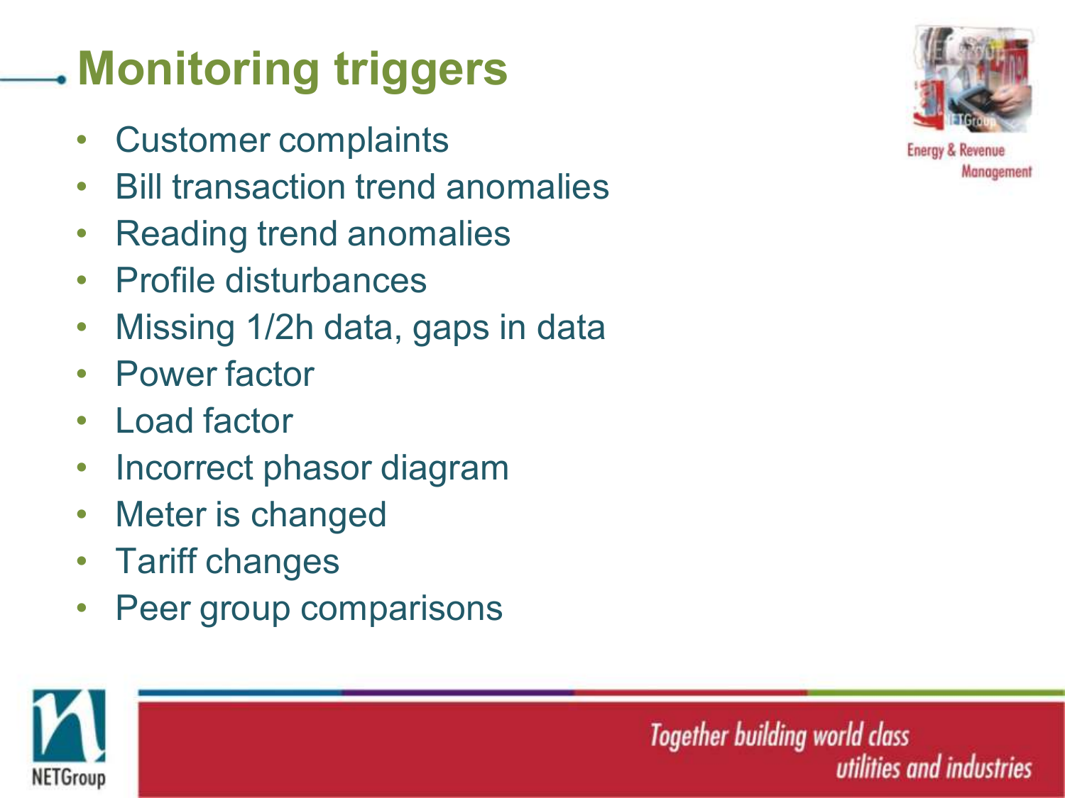# Monitoring triggers

- Customer complaints
- Bill transaction trend anomalies
- Reading trend anomalies
- Profile disturbances
- Missing 1/2h data, gaps in data
- Power factor
- Load factor
- Incorrect phasor diagram
- Meter is changed
- Tariff changes
- Peer group comparisons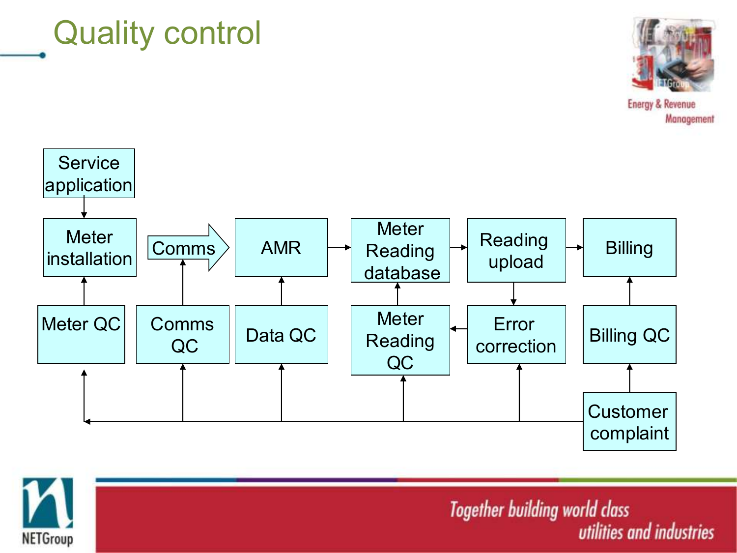# Quality control

Service application

Meter installation

Comms

AMR

Meter Reading database

Reading upload

Billing

Meter QC

Comms QC

Data QC

Meter Reading QC

Error correction

Billing QC

Customer complaint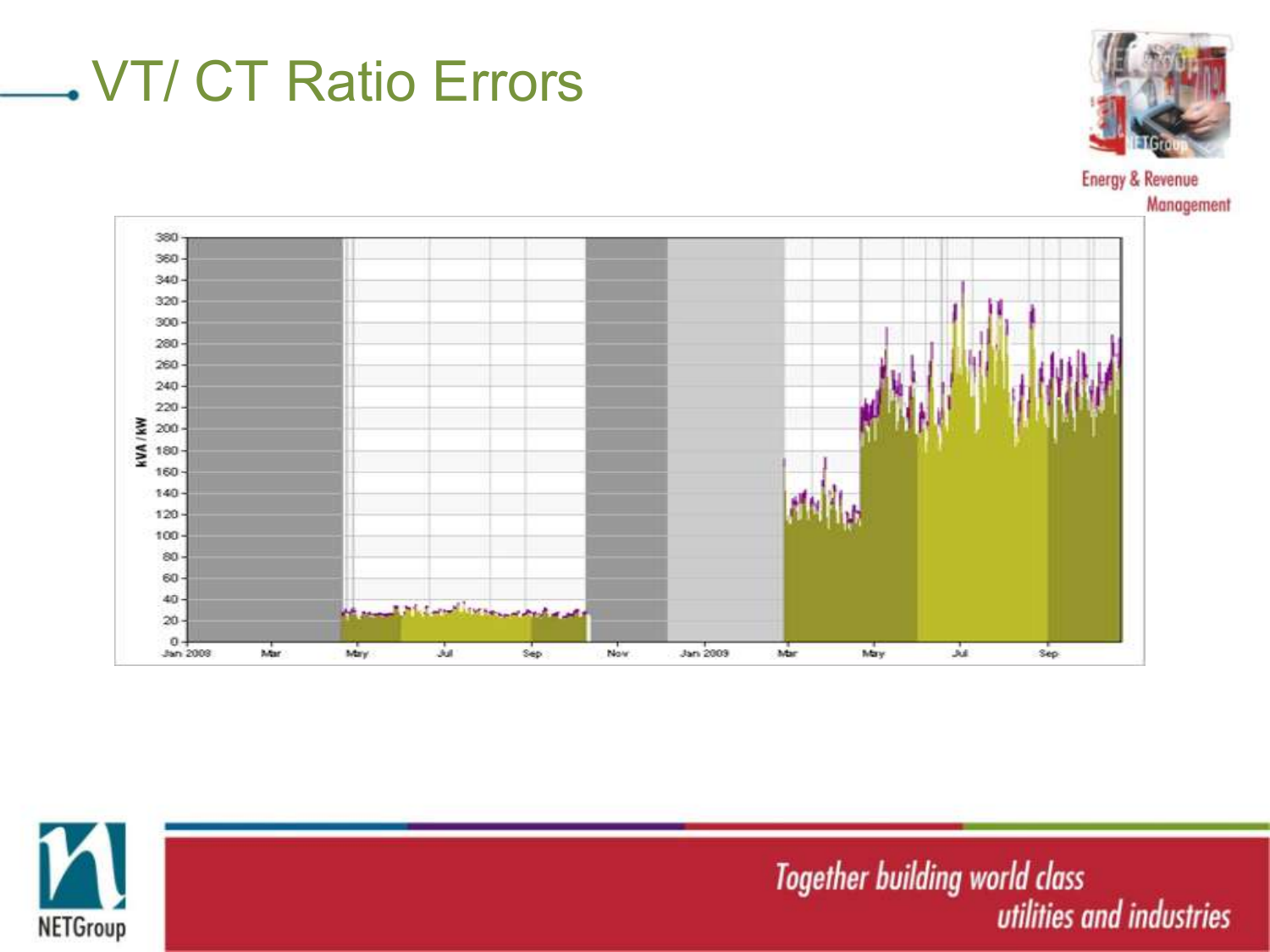# VT/ CT Ratio Errors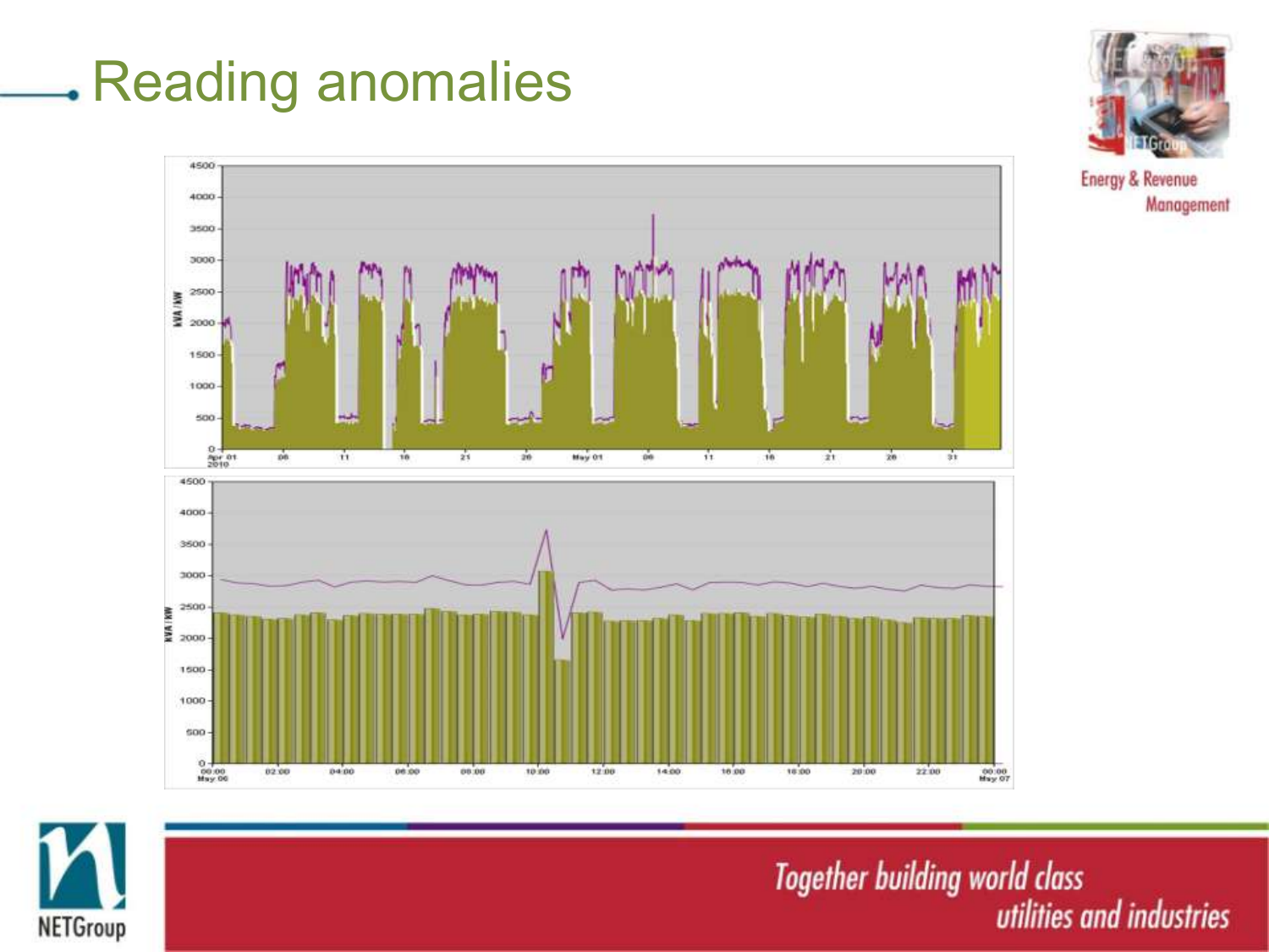# Reading anomalies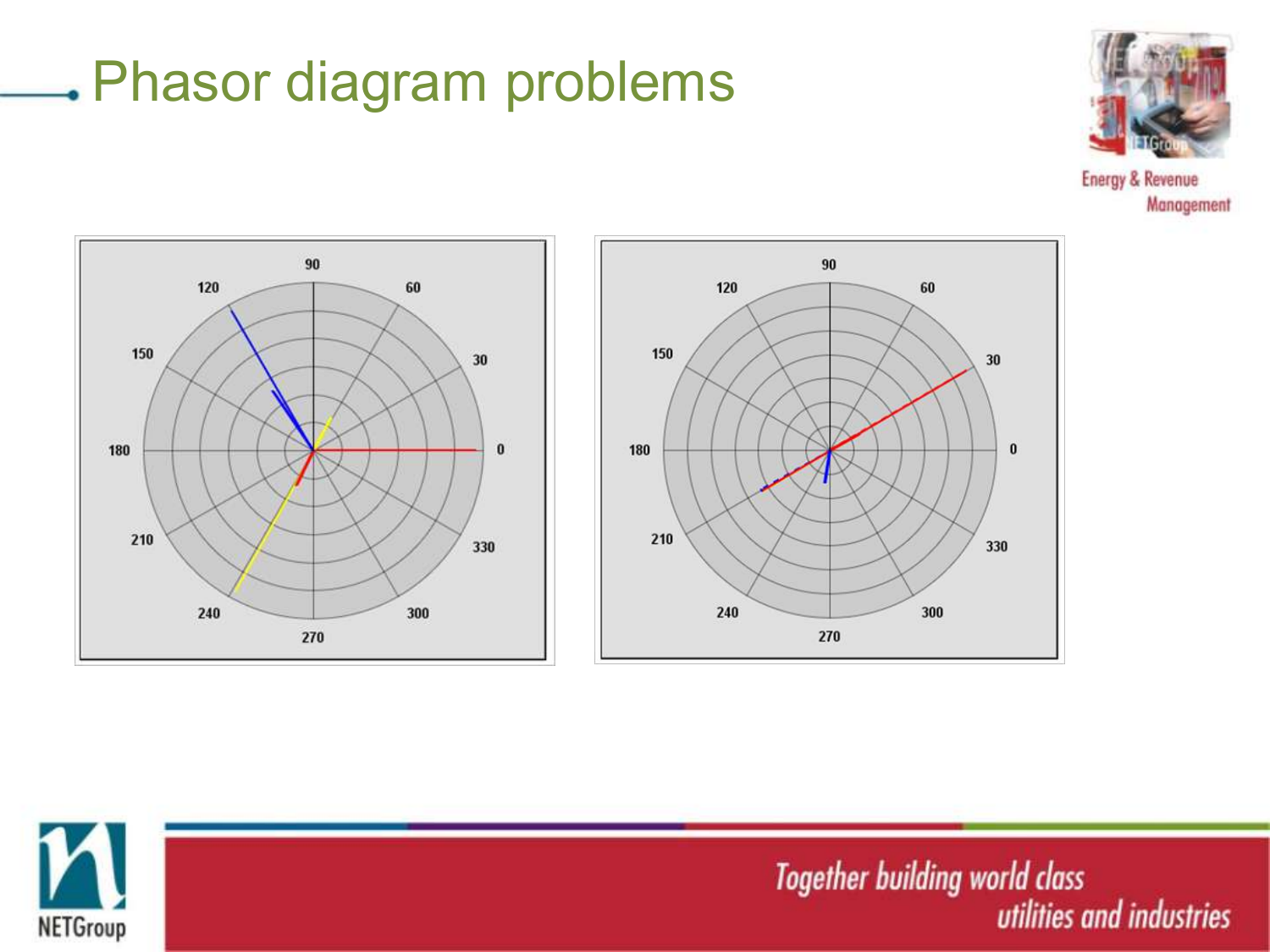# Phasor diagram problems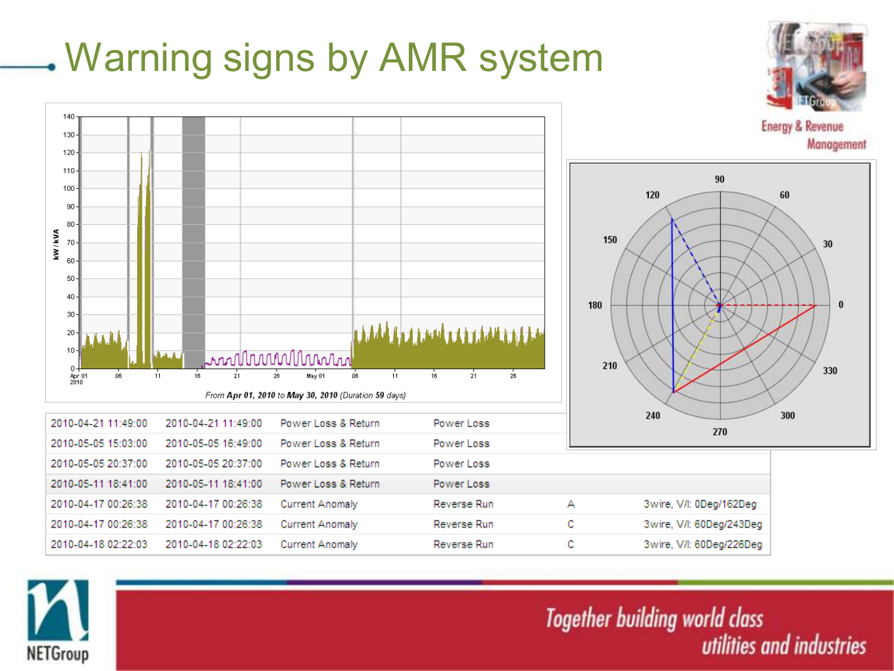# Warning signs by AMR system

| | | | | | |
|---|---|---|---|---|---|
| 2010-04-21 11:49:00 | 2010-04-21 11:49:00 | Power Loss & Return | Power Loss | | |
| 2010-05-05 15:03:00 | 2010-05-05 16:49:00 | Power Loss & Return | Power Loss | | |
| 2010-05-05 20:37:00 | 2010-05-05 20:37:00 | Power Loss & Return | Power Loss | | |
| 2010-05-11 18:41:00 | 2010-05-11 18:41:00 | Power Loss & Return | Power Loss | | |
| 2010-04-17 00:26:38 | 2010-04-17 00:26:38 | Current Anomaly | Reverse Run | A | 3wire, V/I: 0Deg/162Deg |
| 2010-04-17 00:26:38 | 2010-04-17 00:26:38 | Current Anomaly | Reverse Run | C | 3wire, V/I: 60Deg/243Deg |
| 2010-04-18 02:22:03 | 2010-04-18 02:22:03 | Current Anomaly | Reverse Run | C | 3wire, V/I: 60Deg/226Deg |

*From* **Apr 01, 2010** *to* **May 30, 2010** *(Duration* **59** *days)*

Energy & Revenue Management

*Together building world class utilities and industries*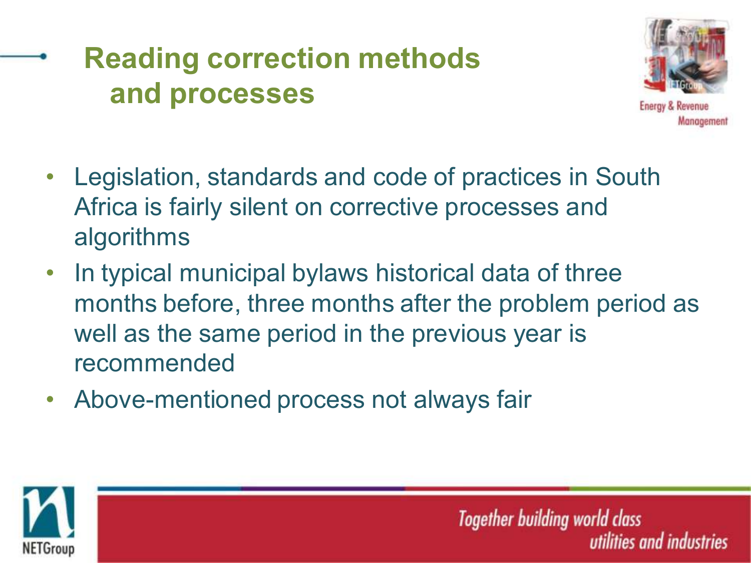# Reading correction methods and processes

- Legislation, standards and code of practices in South Africa is fairly silent on corrective processes and algorithms
- In typical municipal bylaws historical data of three months before, three months after the problem period as well as the same period in the previous year is recommended
- Above-mentioned process not always fair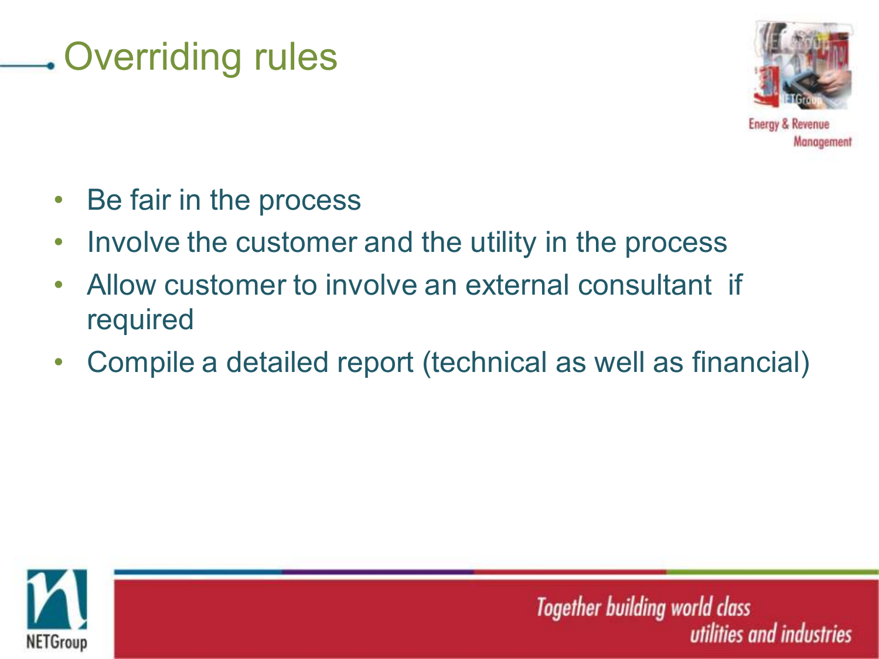# Overriding rules

- Be fair in the process
- Involve the customer and the utility in the process
- Allow customer to involve an external consultant if required
- Compile a detailed report (technical as well as financial)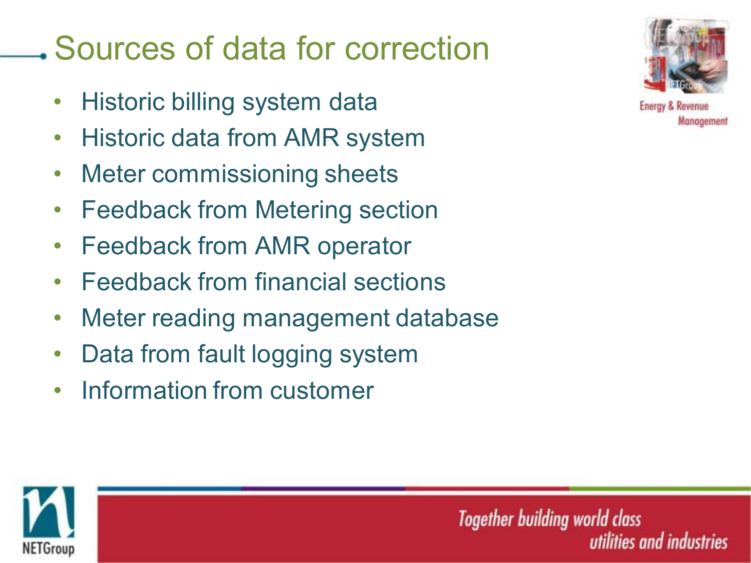# Sources of data for correction

- Historic billing system data
- Historic data from AMR system
- Meter commissioning sheets
- Feedback from Metering section
- Feedback from AMR operator
- Feedback from financial sections
- Meter reading management database
- Data from fault logging system
- Information from customer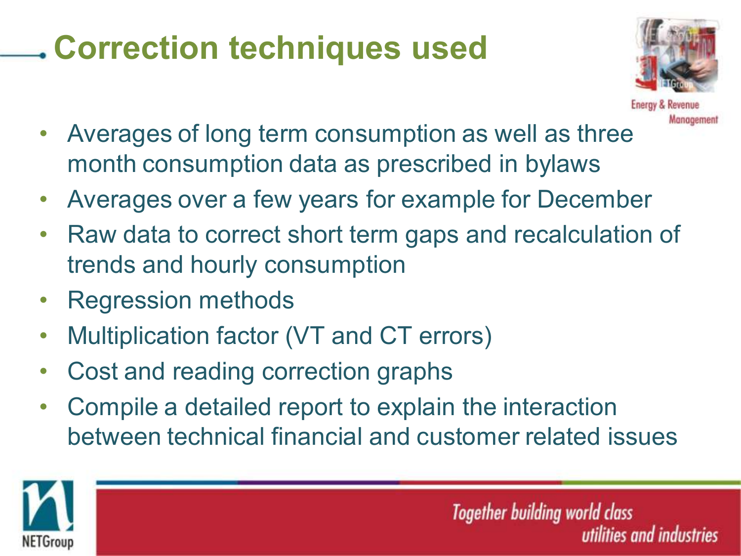# Correction techniques used

- Averages of long term consumption as well as three month consumption data as prescribed in bylaws
- Averages over a few years for example for December
- Raw data to correct short term gaps and recalculation of trends and hourly consumption
- Regression methods
- Multiplication factor (VT and CT errors)
- Cost and reading correction graphs
- Compile a detailed report to explain the interaction between technical financial and customer related issues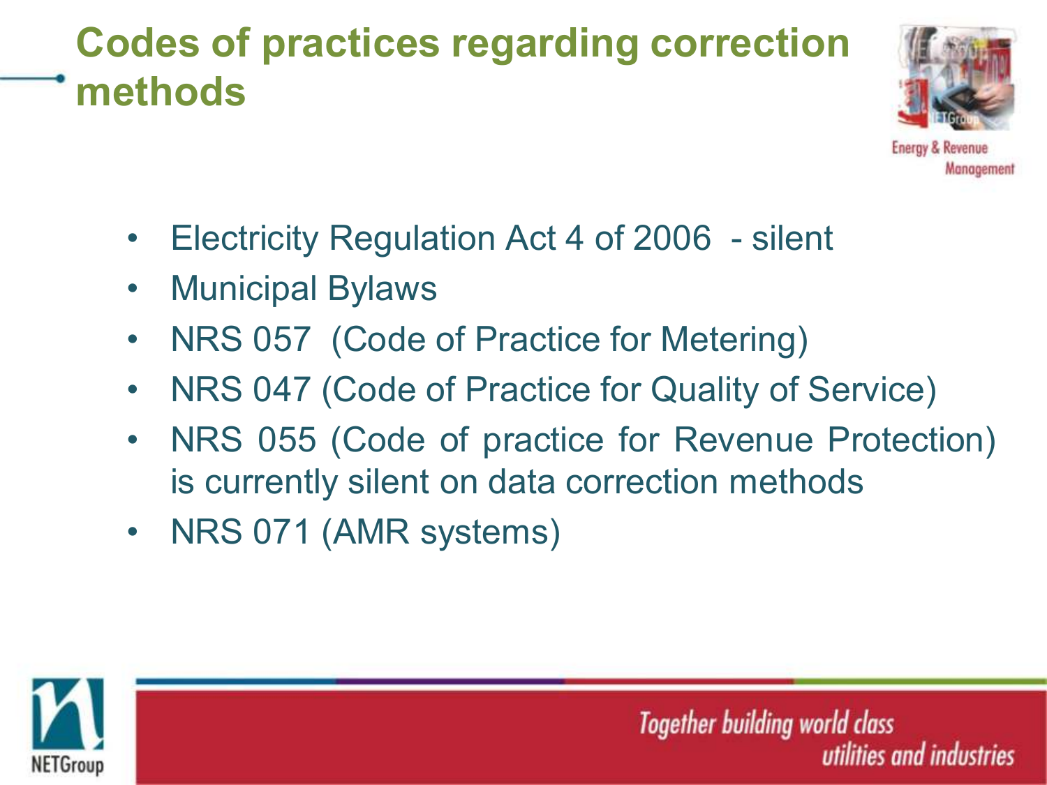# Codes of practices regarding correction methods

- Electricity Regulation Act 4 of 2006 - silent
- Municipal Bylaws
- NRS 057 (Code of Practice for Metering)
- NRS 047 (Code of Practice for Quality of Service)
- NRS 055 (Code of practice for Revenue Protection) is currently silent on data correction methods
- NRS 071 (AMR systems)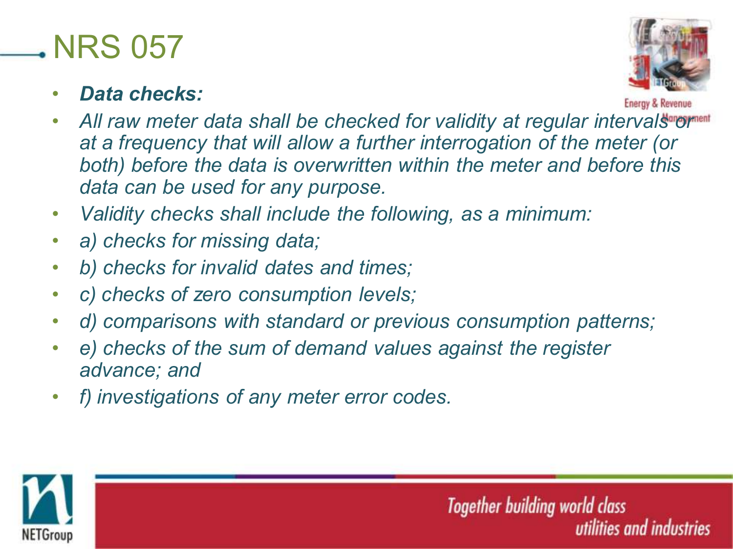# NRS 057

- ***Data checks:***
- *All raw meter data shall be checked for validity at regular intervals or at a frequency that will allow a further interrogation of the meter (or both) before the data is overwritten within the meter and before this data can be used for any purpose.*
- *Validity checks shall include the following, as a minimum:*
- *a) checks for missing data;*
- *b) checks for invalid dates and times;*
- *c) checks of zero consumption levels;*
- *d) comparisons with standard or previous consumption patterns;*
- *e) checks of the sum of demand values against the register advance; and*
- *f) investigations of any meter error codes.*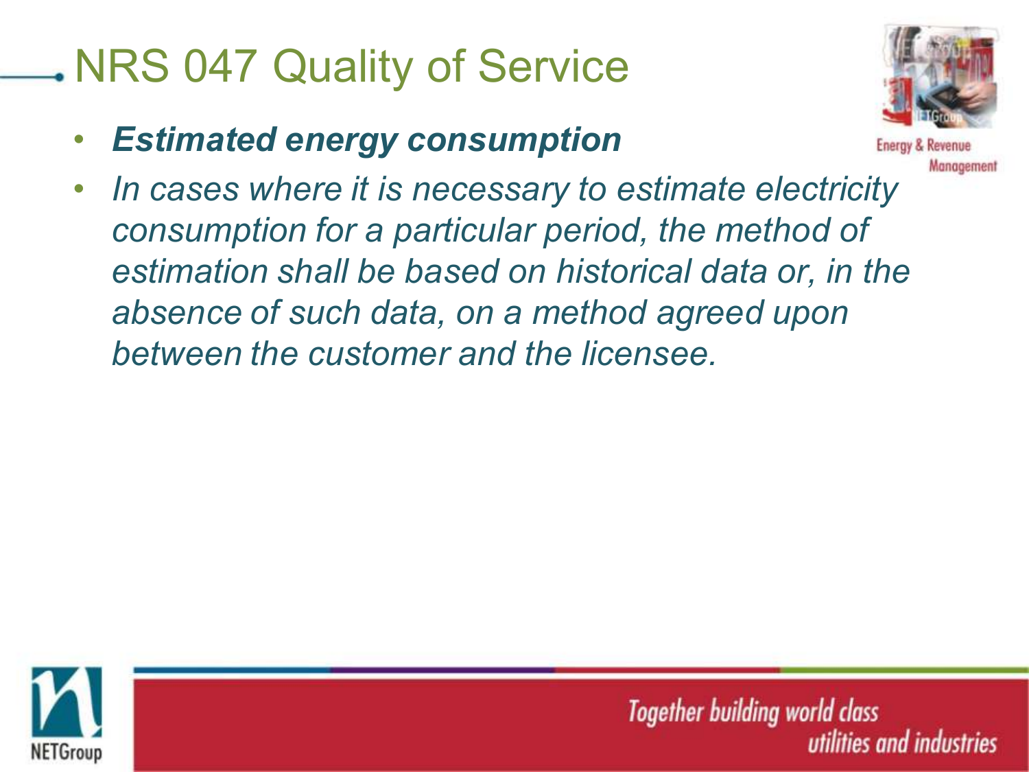# NRS 047 Quality of Service

- ***Estimated energy consumption***
- *In cases where it is necessary to estimate electricity consumption for a particular period, the method of estimation shall be based on historical data or, in the absence of such data, on a method agreed upon between the customer and the licensee.*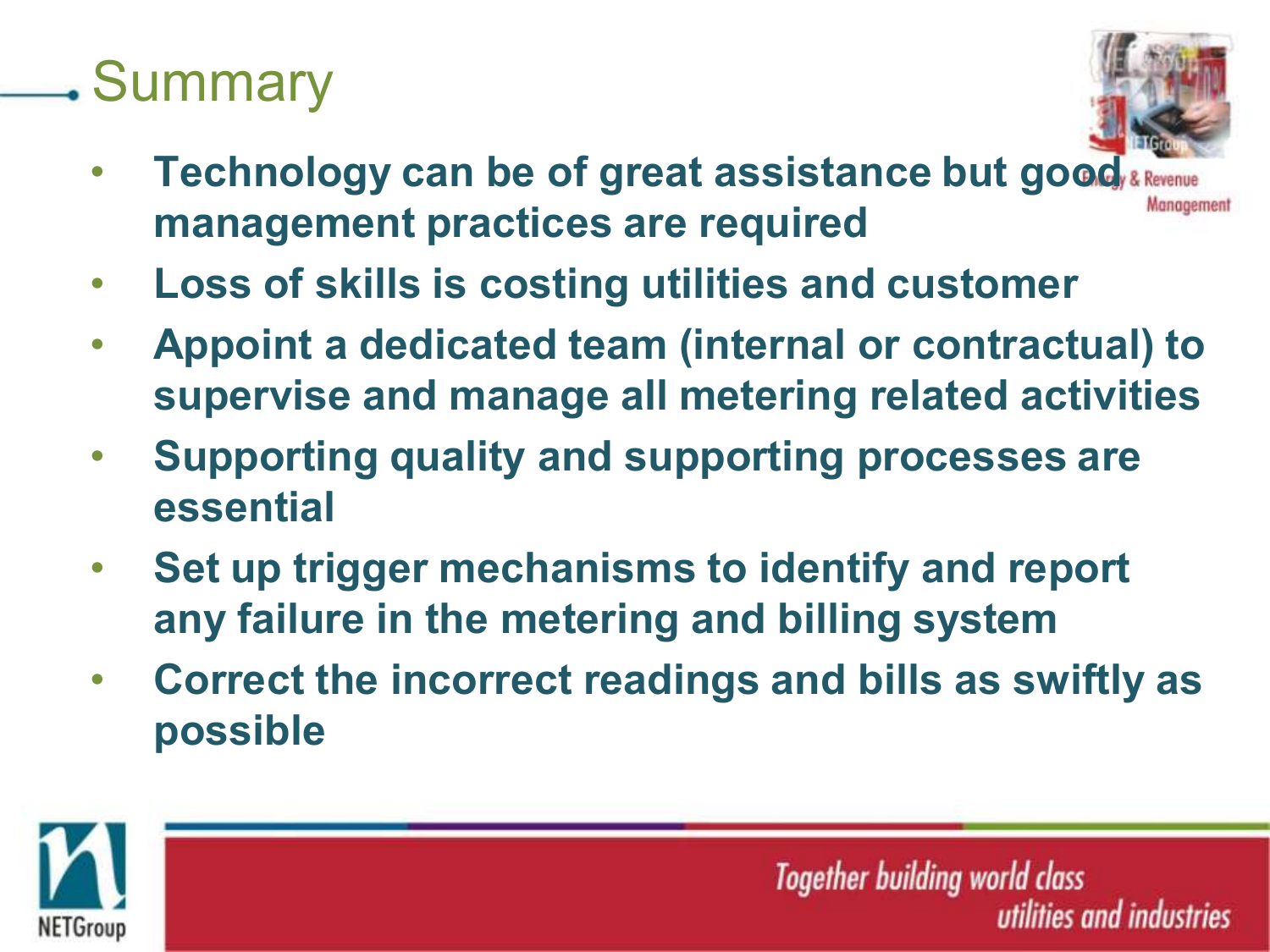# Summary

- **Technology can be of great assistance but good management practices are required**
- **Loss of skills is costing utilities and customer**
- **Appoint a dedicated team (internal or contractual) to supervise and manage all metering related activities**
- **Supporting quality and supporting processes are essential**
- **Set up trigger mechanisms to identify and report any failure in the metering and billing system**
- **Correct the incorrect readings and bills as swiftly as possible**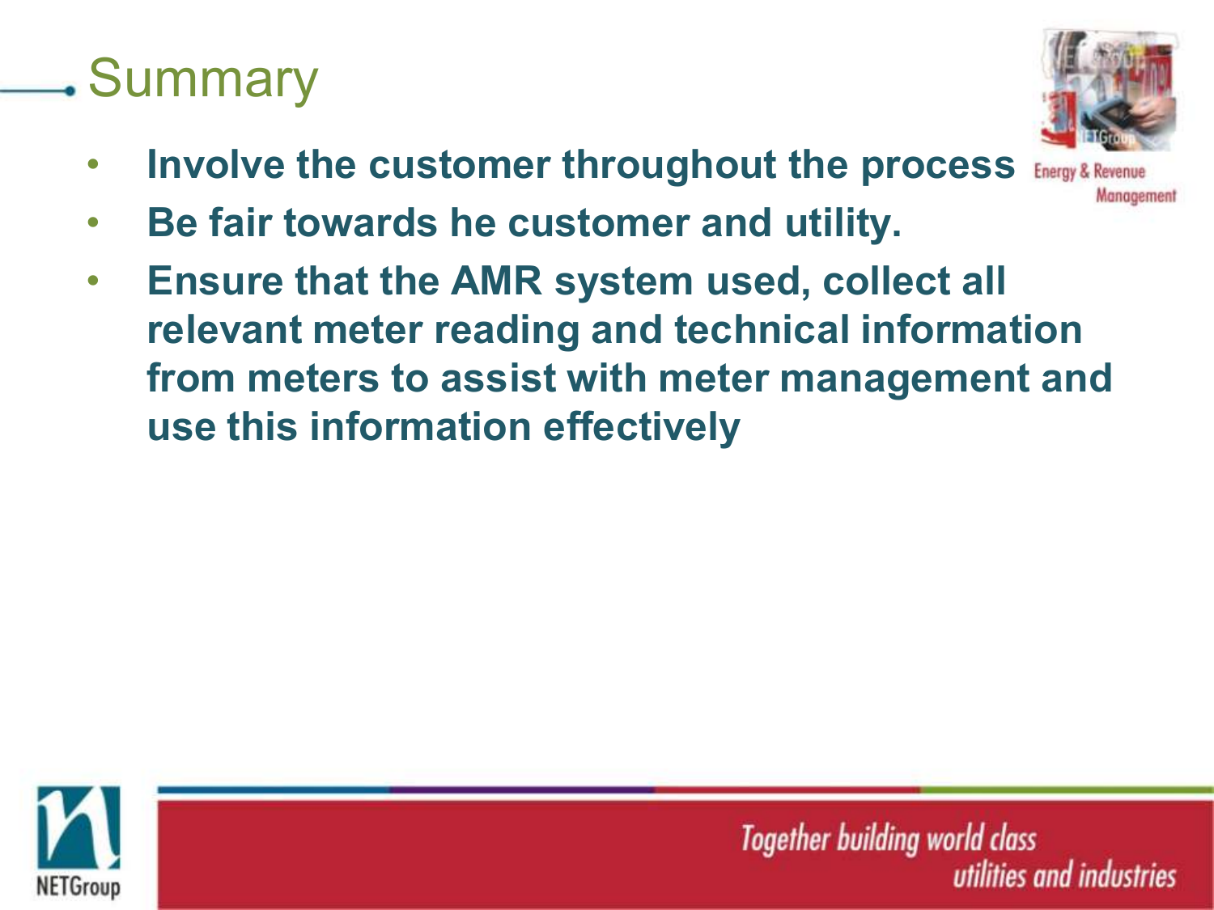# Summary

- **Involve the customer throughout the process**
- **Be fair towards he customer and utility.**
- **Ensure that the AMR system used, collect all relevant meter reading and technical information from meters to assist with meter management and use this information effectively**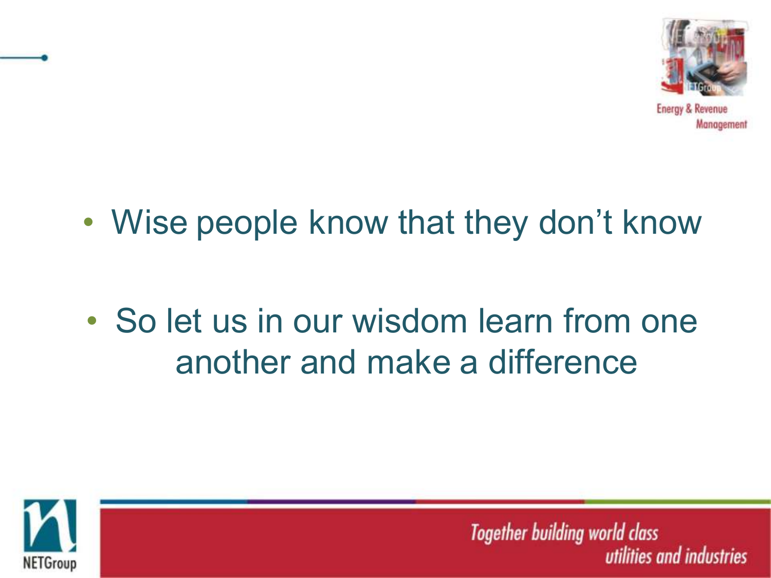- Wise people know that they don't know

- So let us in our wisdom learn from one another and make a difference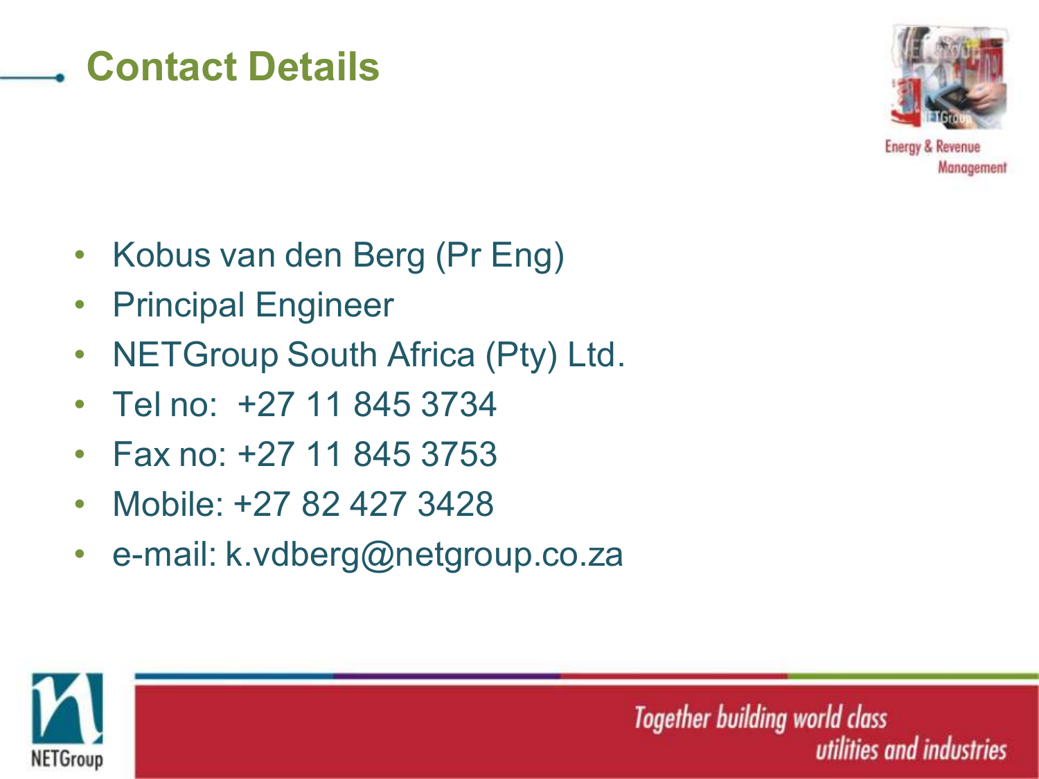# Contact Details

- Kobus van den Berg (Pr Eng)
- Principal Engineer
- NETGroup South Africa (Pty) Ltd.
- Tel no: +27 11 845 3734
- Fax no: +27 11 845 3753
- Mobile: +27 82 427 3428
- e-mail: k.vdberg@netgroup.co.za